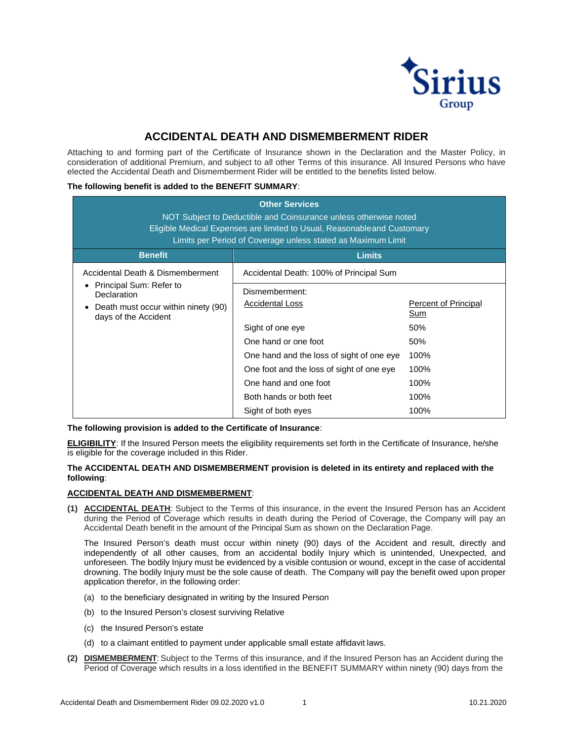# ACCIDENTAL DEATH AND DISMEMBERMENT RIDER

Attaching to and forming part of the Certificate of Insurance shown in the Declaration and the Master Policy, in consideration of additional Premium, and subject to all other Terms of this insurance. All Insured Persons who have elected the Accidental Death and Dismemberment Rider will be entitled to the benefits listed below.

**The following benefit is added to the BENEFIT SUMMARY**:

| Other Services<br>NOT Subject to Deductible and Coinsurance unless otherwise noted<br>Eligible Medical Expenses are limited to Usual, Reasonable and Customary<br>Limits per Period of Coverage unless stated as Maximum Limit | | |
|---|---|---|
| **Benefit** | **Limits** | |
| Accidental Death & Dismemberment<br>• Principal Sum: Refer to Declaration<br>• Death must occur within ninety (90) days of the Accident | Accidental Death: 100% of Principal Sum | |
| | Dismemberment: | |
| | <u>Accidental Loss</u> | <u>Percent of Principal Sum</u> |
| | Sight of one eye | 50% |
| | One hand or one foot | 50% |
| | One hand and the loss of sight of one eye | 100% |
| | One foot and the loss of sight of one eye | 100% |
| | One hand and one foot | 100% |
| | Both hands or both feet | 100% |
| | Sight of both eyes | 100% |

**The following provision is added to the Certificate of Insurance**:

**<u>ELIGIBILITY</u>**: If the Insured Person meets the eligibility requirements set forth in the Certificate of Insurance, he/she is eligible for the coverage included in this Rider.

**The ACCIDENTAL DEATH AND DISMEMBERMENT provision is deleted in its entirety and replaced with the following**:

**<u>ACCIDENTAL DEATH AND DISMEMBERMENT</u>**:

**(1)** **<u>ACCIDENTAL DEATH</u>**: Subject to the Terms of this insurance, in the event the Insured Person has an Accident during the Period of Coverage which results in death during the Period of Coverage, the Company will pay an Accidental Death benefit in the amount of the Principal Sum as shown on the Declaration Page.

The Insured Person's death must occur within ninety (90) days of the Accident and result, directly and independently of all other causes, from an accidental bodily Injury which is unintended, Unexpected, and unforeseen. The bodily Injury must be evidenced by a visible contusion or wound, except in the case of accidental drowning. The bodily Injury must be the sole cause of death. The Company will pay the benefit owed upon proper application therefor, in the following order:

(a) to the beneficiary designated in writing by the Insured Person

(b) to the Insured Person's closest surviving Relative

(c) the Insured Person's estate

(d) to a claimant entitled to payment under applicable small estate affidavit laws.

**(2)** **<u>DISMEMBERMENT</u>**: Subject to the Terms of this insurance, and if the Insured Person has an Accident during the Period of Coverage which results in a loss identified in the BENEFIT SUMMARY within ninety (90) days from the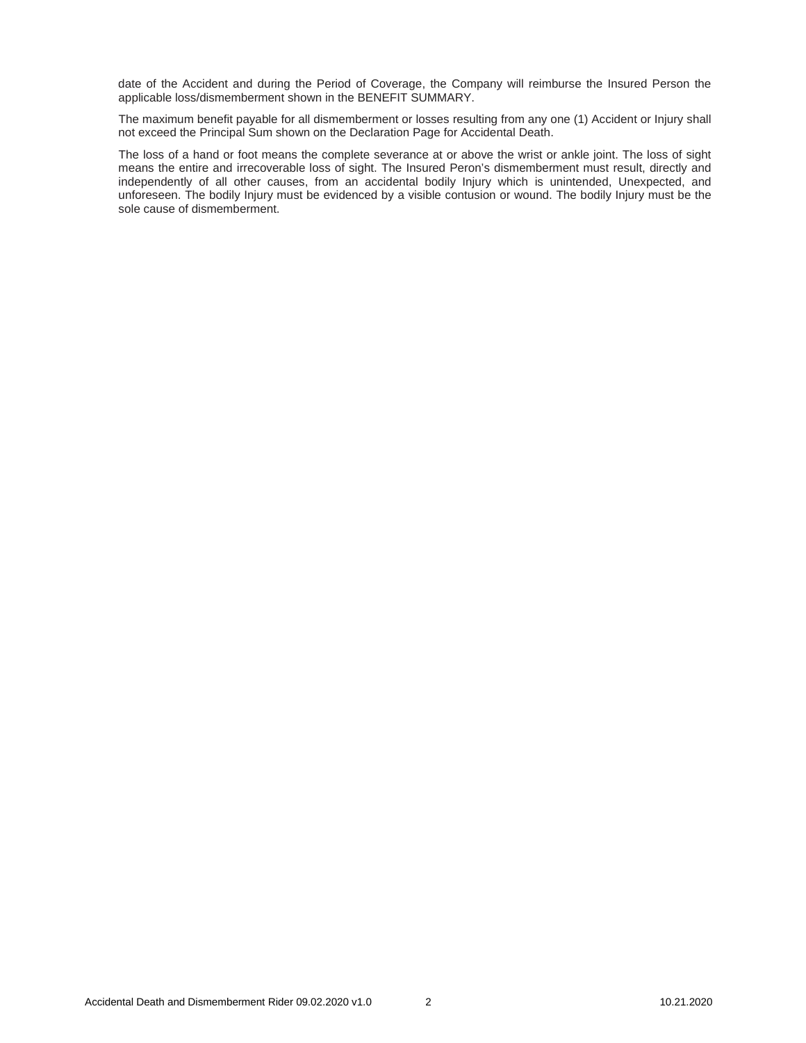date of the Accident and during the Period of Coverage, the Company will reimburse the Insured Person the applicable loss/dismemberment shown in the BENEFIT SUMMARY.

The maximum benefit payable for all dismemberment or losses resulting from any one (1) Accident or Injury shall not exceed the Principal Sum shown on the Declaration Page for Accidental Death.

The loss of a hand or foot means the complete severance at or above the wrist or ankle joint. The loss of sight means the entire and irrecoverable loss of sight. The Insured Peron's dismemberment must result, directly and independently of all other causes, from an accidental bodily Injury which is unintended, Unexpected, and unforeseen. The bodily Injury must be evidenced by a visible contusion or wound. The bodily Injury must be the sole cause of dismemberment.